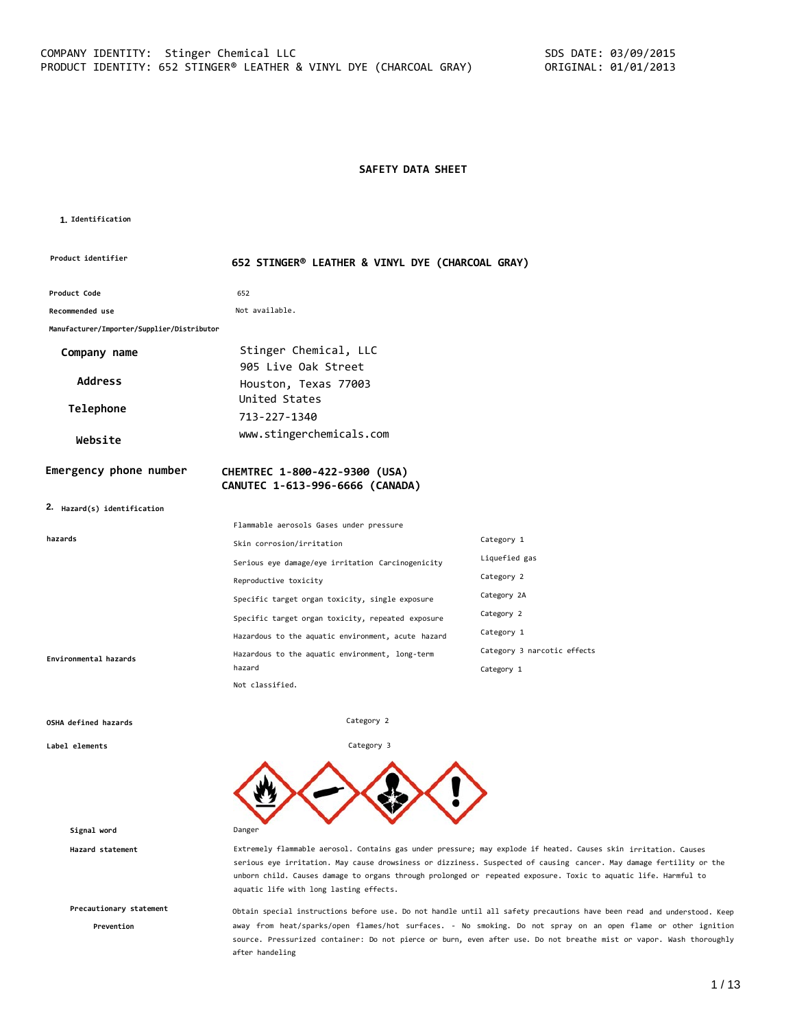COMPANY IDENTITY: Stinger Chemical LLC
PRODUCT IDENTITY: 652 STINGER® LEATHER & VINYL DYE (CHARCOAL GRAY)

SDS DATE: 03/09/2015
ORIGINAL: 01/01/2013

# SAFETY DATA SHEET

## 1. Identification

| | |
|---|---|
| **Product identifier** | **652 STINGER® LEATHER & VINYL DYE (CHARCOAL GRAY)** |
| **Product Code** | 652 |
| **Recommended use** | Not available. |
| **Manufacturer/Importer/Supplier/Distributor** | |
| **Company name** | Stinger Chemical, LLC |
| **Address** | 905 Live Oak Street<br>Houston, Texas 77003<br>United States |
| **Telephone** | 713-227-1340 |
| **Website** | www.stingerchemicals.com |
| **Emergency phone number** | **CHEMTREC 1-800-422-9300 (USA)**<br>**CANUTEC 1-613-996-6666 (CANADA)** |

## 2. Hazard(s) identification

| | | |
|---|---|---|
| **hazards** | Flammable aerosols Gases under pressure | Category 1 |
| | Skin corrosion/irritation | Liquefied gas |
| | Serious eye damage/eye irritation Carcinogenicity | Category 2 |
| | Reproductive toxicity | Category 2A |
| | Specific target organ toxicity, single exposure | Category 2 |
| | Specific target organ toxicity, repeated exposure | Category 1 |
| | Hazardous to the aquatic environment, acute hazard | Category 3 narcotic effects |
| **Environmental hazards** | Hazardous to the aquatic environment, long-term hazard | Category 1 |
| | Not classified. | |
| **OSHA defined hazards** | | Category 2 |
| **Label elements** | | Category 3 |

**Signal word** Danger

**Hazard statement** Extremely flammable aerosol. Contains gas under pressure; may explode if heated. Causes skin irritation. Causes serious eye irritation. May cause drowsiness or dizziness. Suspected of causing cancer. May damage fertility or the unborn child. Causes damage to organs through prolonged or repeated exposure. Toxic to aquatic life. Harmful to aquatic life with long lasting effects.

**Precautionary statement**

**Prevention** Obtain special instructions before use. Do not handle until all safety precautions have been read and understood. Keep away from heat/sparks/open flames/hot surfaces. - No smoking. Do not spray on an open flame or other ignition source. Pressurized container: Do not pierce or burn, even after use. Do not breathe mist or vapor. Wash thoroughly after handeling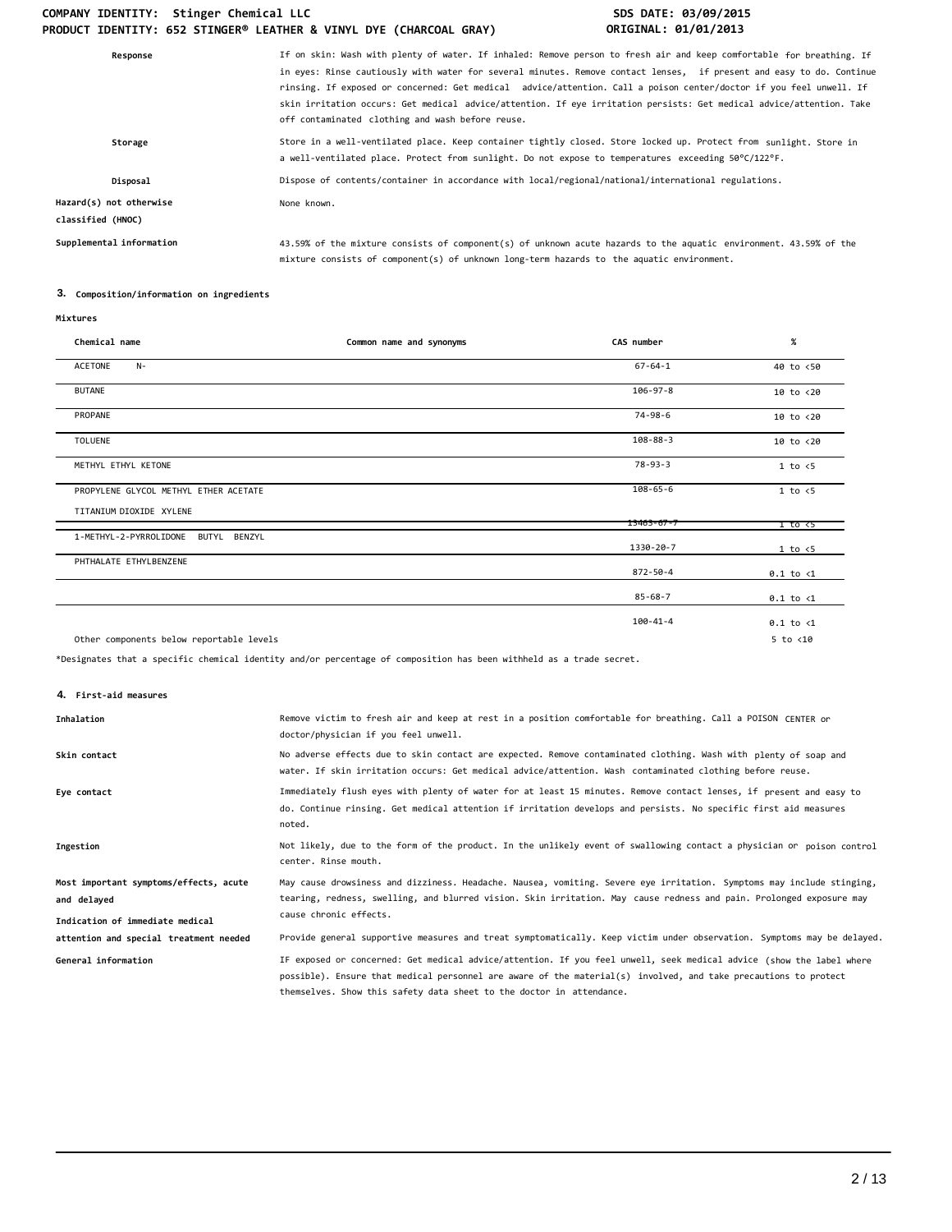| | |
|---|---|
| **Response** | If on skin: Wash with plenty of water. If inhaled: Remove person to fresh air and keep comfortable for breathing. If in eyes: Rinse cautiously with water for several minutes. Remove contact lenses, if present and easy to do. Continue rinsing. If exposed or concerned: Get medical advice/attention. Call a poison center/doctor if you feel unwell. If skin irritation occurs: Get medical advice/attention. If eye irritation persists: Get medical advice/attention. Take off contaminated clothing and wash before reuse. |
| **Storage** | Store in a well-ventilated place. Keep container tightly closed. Store locked up. Protect from sunlight. Store in a well-ventilated place. Protect from sunlight. Do not expose to temperatures exceeding 50°C/122°F. |
| **Disposal** | Dispose of contents/container in accordance with local/regional/national/international regulations. |
| **Hazard(s) not otherwise classified (HNOC)** | None known. |
| **Supplemental information** | 43.59% of the mixture consists of component(s) of unknown acute hazards to the aquatic environment. 43.59% of the mixture consists of component(s) of unknown long-term hazards to the aquatic environment. |

## 3. Composition/information on ingredients

**Mixtures**

| Chemical name | Common name and synonyms | CAS number | % |
|---|---|---|---|
| ACETONE N- | | 67-64-1 | 40 to <50 |
| BUTANE | | 106-97-8 | 10 to <20 |
| PROPANE | | 74-98-6 | 10 to <20 |
| TOLUENE | | 108-88-3 | 10 to <20 |
| METHYL ETHYL KETONE | | 78-93-3 | 1 to <5 |
| PROPYLENE GLYCOL METHYL ETHER ACETATE | | 108-65-6 | 1 to <5 |
| TITANIUM DIOXIDE XYLENE | | 13463-67-7 | 1 to <5 |
| 1-METHYL-2-PYRROLIDONE BUTYL BENZYL | | 1330-20-7 | 1 to <5 |
| PHTHALATE ETHYLBENZENE | | 872-50-4 | 0.1 to <1 |
| | | 85-68-7 | 0.1 to <1 |
| | | 100-41-4 | 0.1 to <1 |
| Other components below reportable levels | | | 5 to <10 |

*Designates that a specific chemical identity and/or percentage of composition has been withheld as a trade secret.

## 4. First-aid measures

| | |
|---|---|
| **Inhalation** | Remove victim to fresh air and keep at rest in a position comfortable for breathing. Call a POISON CENTER or doctor/physician if you feel unwell. |
| **Skin contact** | No adverse effects due to skin contact are expected. Remove contaminated clothing. Wash with plenty of soap and water. If skin irritation occurs: Get medical advice/attention. Wash contaminated clothing before reuse. |
| **Eye contact** | Immediately flush eyes with plenty of water for at least 15 minutes. Remove contact lenses, if present and easy to do. Continue rinsing. Get medical attention if irritation develops and persists. No specific first aid measures noted. |
| **Ingestion** | Not likely, due to the form of the product. In the unlikely event of swallowing contact a physician or poison control center. Rinse mouth. |
| **Most important symptoms/effects, acute and delayed** | May cause drowsiness and dizziness. Headache. Nausea, vomiting. Severe eye irritation. Symptoms may include stinging, tearing, redness, swelling, and blurred vision. Skin irritation. May cause redness and pain. Prolonged exposure may cause chronic effects. |
| **Indication of immediate medical attention and special treatment needed** | Provide general supportive measures and treat symptomatically. Keep victim under observation. Symptoms may be delayed. |
| **General information** | IF exposed or concerned: Get medical advice/attention. If you feel unwell, seek medical advice (show the label where possible). Ensure that medical personnel are aware of the material(s) involved, and take precautions to protect themselves. Show this safety data sheet to the doctor in attendance. |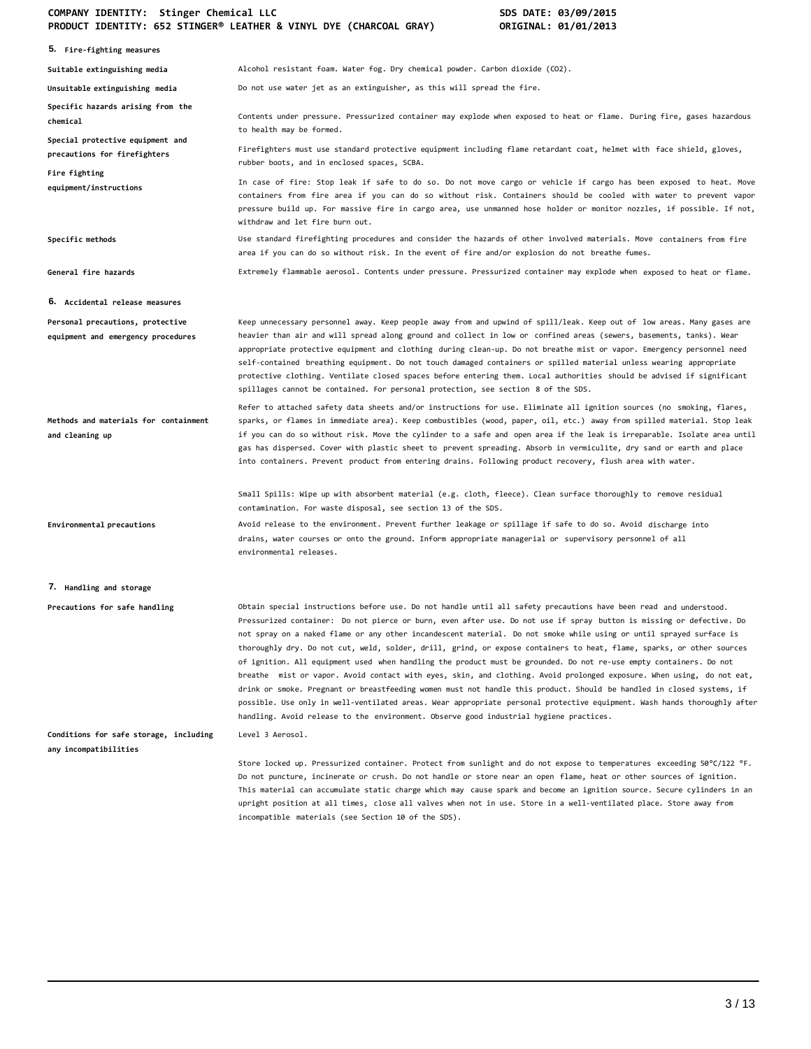## 5. Fire-fighting measures

| | |
|---|---|
| **Suitable extinguishing media** | Alcohol resistant foam. Water fog. Dry chemical powder. Carbon dioxide ($CO_2$). |
| **Unsuitable extinguishing media** | Do not use water jet as an extinguisher, as this will spread the fire. |
| **Specific hazards arising from the chemical** | Contents under pressure. Pressurized container may explode when exposed to heat or flame. During fire, gases hazardous to health may be formed. |
| **Special protective equipment and precautions for firefighters** | Firefighters must use standard protective equipment including flame retardant coat, helmet with face shield, gloves, rubber boots, and in enclosed spaces, SCBA. |
| **Fire fighting equipment/instructions** | In case of fire: Stop leak if safe to do so. Do not move cargo or vehicle if cargo has been exposed to heat. Move containers from fire area if you can do so without risk. Containers should be cooled with water to prevent vapor pressure build up. For massive fire in cargo area, use unmanned hose holder or monitor nozzles, if possible. If not, withdraw and let fire burn out. |
| **Specific methods** | Use standard firefighting procedures and consider the hazards of other involved materials. Move containers from fire area if you can do so without risk. In the event of fire and/or explosion do not breathe fumes. |
| **General fire hazards** | Extremely flammable aerosol. Contents under pressure. Pressurized container may explode when exposed to heat or flame. |

## 6. Accidental release measures

| | |
|---|---|
| **Personal precautions, protective equipment and emergency procedures** | Keep unnecessary personnel away. Keep people away from and upwind of spill/leak. Keep out of low areas. Many gases are heavier than air and will spread along ground and collect in low or confined areas (sewers, basements, tanks). Wear appropriate protective equipment and clothing during clean-up. Do not breathe mist or vapor. Emergency personnel need self-contained breathing equipment. Do not touch damaged containers or spilled material unless wearing appropriate protective clothing. Ventilate closed spaces before entering them. Local authorities should be advised if significant spillages cannot be contained. For personal protection, see section 8 of the SDS. |
| **Methods and materials for containment and cleaning up** | Refer to attached safety data sheets and/or instructions for use. Eliminate all ignition sources (no smoking, flares, sparks, or flames in immediate area). Keep combustibles (wood, paper, oil, etc.) away from spilled material. Stop leak if you can do so without risk. Move the cylinder to a safe and open area if the leak is irreparable. Isolate area until gas has dispersed. Cover with plastic sheet to prevent spreading. Absorb in vermiculite, dry sand or earth and place into containers. Prevent product from entering drains. Following product recovery, flush area with water.<br><br>Small Spills: Wipe up with absorbent material (e.g. cloth, fleece). Clean surface thoroughly to remove residual contamination. For waste disposal, see section 13 of the SDS. |
| **Environmental precautions** | Avoid release to the environment. Prevent further leakage or spillage if safe to do so. Avoid discharge into drains, water courses or onto the ground. Inform appropriate managerial or supervisory personnel of all environmental releases. |

## 7. Handling and storage

| | |
|---|---|
| **Precautions for safe handling** | Obtain special instructions before use. Do not handle until all safety precautions have been read and understood. Pressurized container: Do not pierce or burn, even after use. Do not use if spray button is missing or defective. Do not spray on a naked flame or any other incandescent material. Do not smoke while using or until sprayed surface is thoroughly dry. Do not cut, weld, solder, drill, grind, or expose containers to heat, flame, sparks, or other sources of ignition. All equipment used when handling the product must be grounded. Do not re-use empty containers. Do not breathe mist or vapor. Avoid contact with eyes, skin, and clothing. Avoid prolonged exposure. When using, do not eat, drink or smoke. Pregnant or breastfeeding women must not handle this product. Should be handled in closed systems, if possible. Use only in well-ventilated areas. Wear appropriate personal protective equipment. Wash hands thoroughly after handling. Avoid release to the environment. Observe good industrial hygiene practices. |
| **Conditions for safe storage, including any incompatibilities** | Level 3 Aerosol.<br><br>Store locked up. Pressurized container. Protect from sunlight and do not expose to temperatures exceeding 50°C/122 °F. Do not puncture, incinerate or crush. Do not handle or store near an open flame, heat or other sources of ignition. This material can accumulate static charge which may cause spark and become an ignition source. Secure cylinders in an upright position at all times, close all valves when not in use. Store in a well-ventilated place. Store away from incompatible materials (see Section 10 of the SDS). |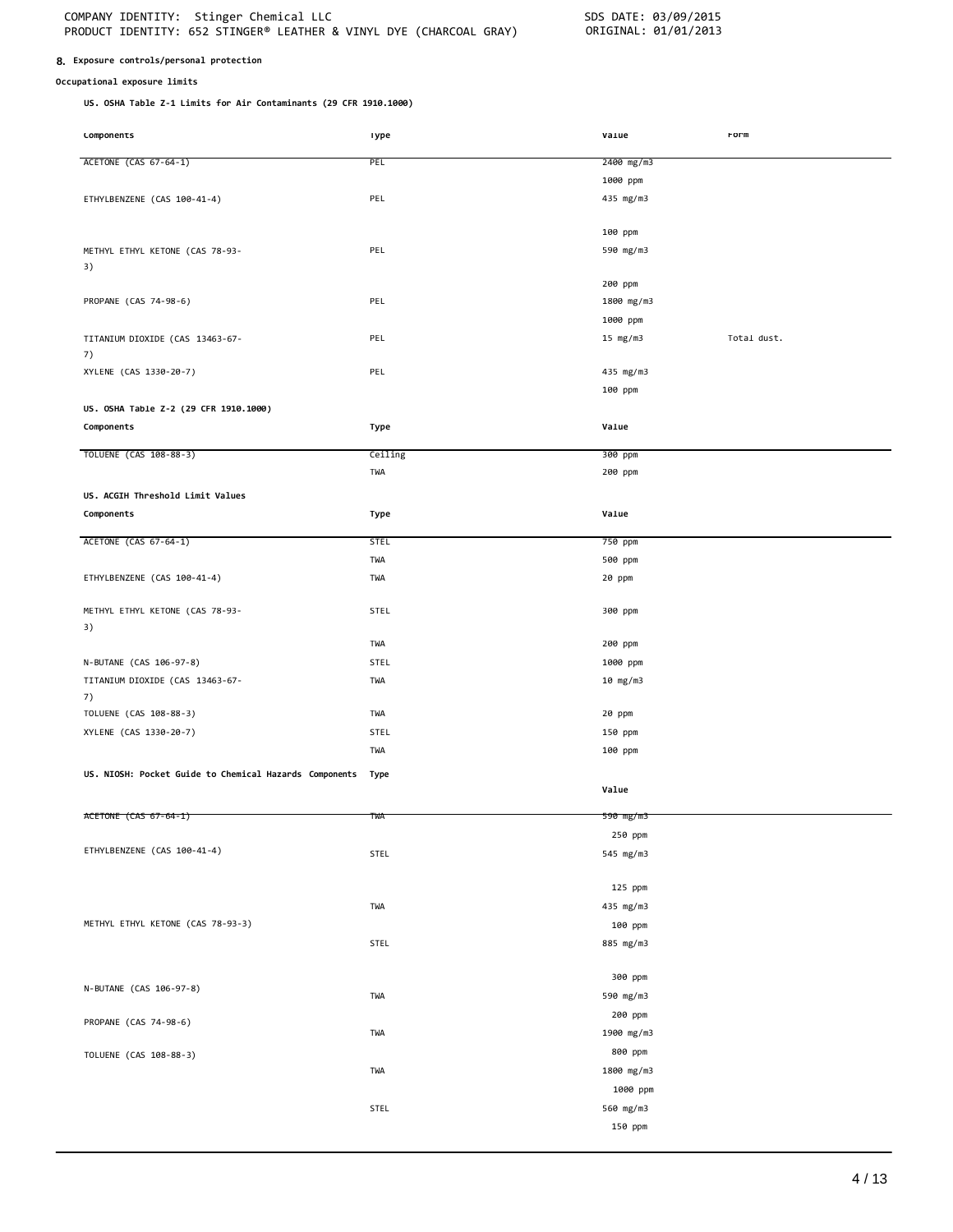## 8. Exposure controls/personal protection

**Occupational exposure limits**

**US. OSHA Table Z-1 Limits for Air Contaminants (29 CFR 1910.1000)**

| Components | Type | Value | Form |
|---|---|---|---|
| ACETONE (CAS 67-64-1) | PEL | 2400 mg/m3 | |
| | | 1000 ppm | |
| ETHYLBENZENE (CAS 100-41-4) | PEL | 435 mg/m3 | |
| | | 100 ppm | |
| METHYL ETHYL KETONE (CAS 78-93-3) | PEL | 590 mg/m3 | |
| | | 200 ppm | |
| PROPANE (CAS 74-98-6) | PEL | 1800 mg/m3 | |
| | | 1000 ppm | |
| TITANIUM DIOXIDE (CAS 13463-67-7) | PEL | 15 mg/m3 | Total dust. |
| XYLENE (CAS 1330-20-7) | PEL | 435 mg/m3 | |
| | | 100 ppm | |

**US. OSHA Table Z-2 (29 CFR 1910.1000)**

| Components | Type | Value |
|---|---|---|
| TOLUENE (CAS 108-88-3) | Ceiling | 300 ppm |
| | TWA | 200 ppm |

**US. ACGIH Threshold Limit Values**

| Components | Type | Value |
|---|---|---|
| ACETONE (CAS 67-64-1) | STEL | 750 ppm |
| | TWA | 500 ppm |
| ETHYLBENZENE (CAS 100-41-4) | TWA | 20 ppm |
| METHYL ETHYL KETONE (CAS 78-93-3) | STEL | 300 ppm |
| | TWA | 200 ppm |
| N-BUTANE (CAS 106-97-8) | STEL | 1000 ppm |
| TITANIUM DIOXIDE (CAS 13463-67-7) | TWA | 10 mg/m3 |
| TOLUENE (CAS 108-88-3) | TWA | 20 ppm |
| XYLENE (CAS 1330-20-7) | STEL | 150 ppm |
| | TWA | 100 ppm |

**US. NIOSH: Pocket Guide to Chemical Hazards**

| Components | Type | Value |
|---|---|---|
| ACETONE (CAS 67-64-1) | TWA | 590 mg/m3 |
| | | 250 ppm |
| ETHYLBENZENE (CAS 100-41-4) | STEL | 545 mg/m3 |
| | | 125 ppm |
| | TWA | 435 mg/m3 |
| METHYL ETHYL KETONE (CAS 78-93-3) | | 100 ppm |
| | STEL | 885 mg/m3 |
| | | 300 ppm |
| N-BUTANE (CAS 106-97-8) | TWA | 590 mg/m3 |
| | | 200 ppm |
| PROPANE (CAS 74-98-6) | TWA | 1900 mg/m3 |
| | | 800 ppm |
| TOLUENE (CAS 108-88-3) | TWA | 1800 mg/m3 |
| | | 1000 ppm |
| | STEL | 560 mg/m3 |
| | | 150 ppm |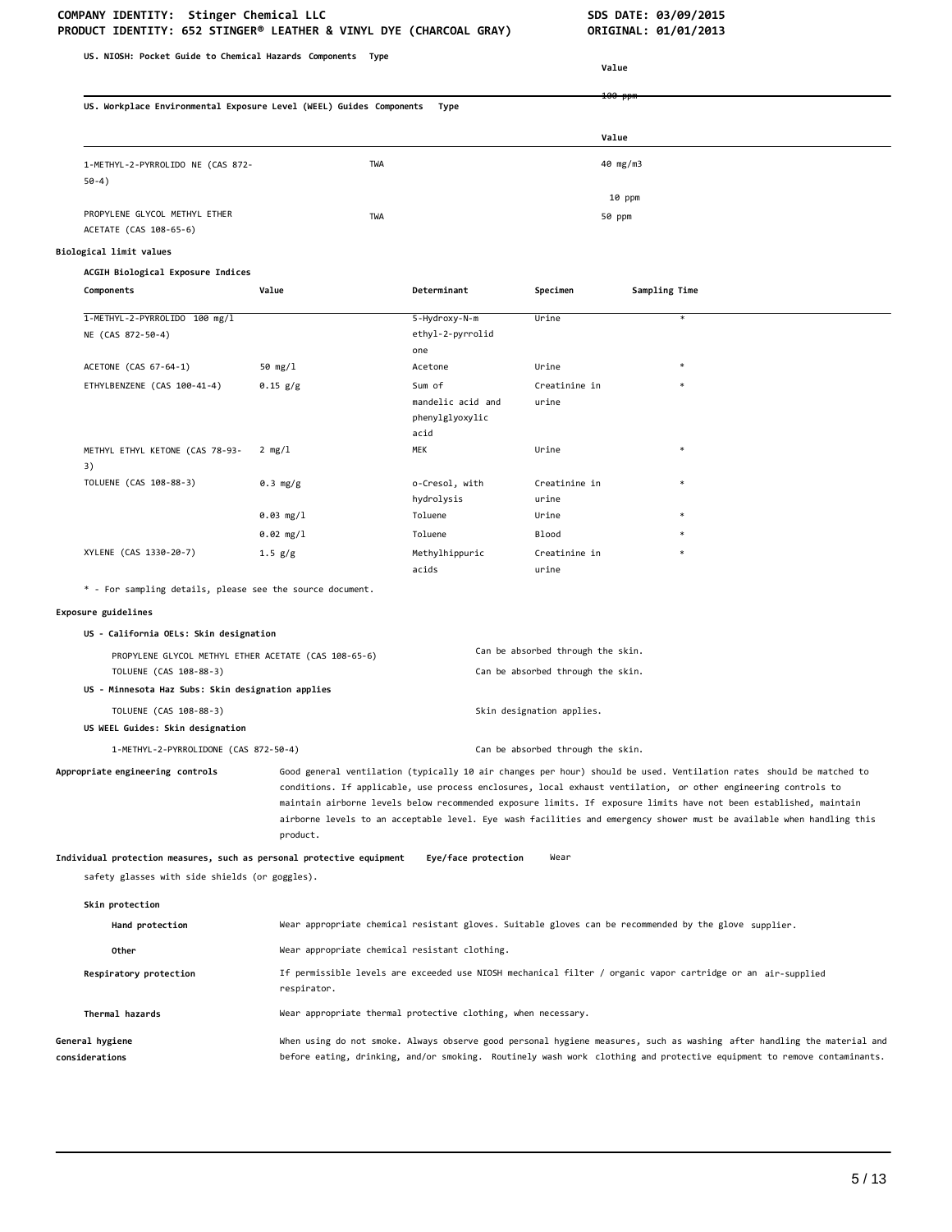**US. NIOSH: Pocket Guide to Chemical Hazards Components Type**

| Components | Type | Value |
|---|---|---|
| | | ~~100 ppm~~ |

**US. Workplace Environmental Exposure Level (WEEL) Guides Components Type**

| Components | Type | Value |
|---|---|---|
| 1-METHYL-2-PYRROLIDO NE (CAS 872-50-4) | TWA | 40 mg/m3 |
| | | 10 ppm |
| PROPYLENE GLYCOL METHYL ETHER ACETATE (CAS 108-65-6) | TWA | 50 ppm |

**Biological limit values**

**ACGIH Biological Exposure Indices**

| Components | Value | Determinant | Specimen | Sampling Time |
|---|---|---|---|---|
| 1-METHYL-2-PYRROLIDO NE (CAS 872-50-4) | 100 mg/l | 5-Hydroxy-N-methyl-2-pyrrolidone | Urine | * |
| ACETONE (CAS 67-64-1) | 50 mg/l | Acetone | Urine | * |
| ETHYLBENZENE (CAS 100-41-4) | 0.15 g/g | Sum of mandelic acid and phenylglyoxylic acid | Creatinine in urine | * |
| METHYL ETHYL KETONE (CAS 78-93-3) | 2 mg/l | MEK | Urine | * |
| TOLUENE (CAS 108-88-3) | 0.3 mg/g | o-Cresol, with hydrolysis | Creatinine in urine | * |
| | 0.03 mg/l | Toluene | Urine | * |
| | 0.02 mg/l | Toluene | Blood | * |
| XYLENE (CAS 1330-20-7) | 1.5 g/g | Methylhippuric acids | Creatinine in urine | * |

\* - For sampling details, please see the source document.

**Exposure guidelines**

**US - California OELs: Skin designation**

| | |
|---|---|
| PROPYLENE GLYCOL METHYL ETHER ACETATE (CAS 108-65-6) | Can be absorbed through the skin. |
| TOLUENE (CAS 108-88-3) | Can be absorbed through the skin. |

**US - Minnesota Haz Subs: Skin designation applies**

| | |
|---|---|
| TOLUENE (CAS 108-88-3) | Skin designation applies. |

**US WEEL Guides: Skin designation**

| | |
|---|---|
| 1-METHYL-2-PYRROLIDONE (CAS 872-50-4) | Can be absorbed through the skin. |

**Appropriate engineering controls** Good general ventilation (typically 10 air changes per hour) should be used. Ventilation rates should be matched to conditions. If applicable, use process enclosures, local exhaust ventilation, or other engineering controls to maintain airborne levels below recommended exposure limits. If exposure limits have not been established, maintain airborne levels to an acceptable level. Eye wash facilities and emergency shower must be available when handling this product.

**Individual protection measures, such as personal protective equipment**

**Eye/face protection** Wear safety glasses with side shields (or goggles).

**Skin protection**

**Hand protection** Wear appropriate chemical resistant gloves. Suitable gloves can be recommended by the glove supplier.

**Other** Wear appropriate chemical resistant clothing.

**Respiratory protection** If permissible levels are exceeded use NIOSH mechanical filter / organic vapor cartridge or an air-supplied respirator.

**Thermal hazards** Wear appropriate thermal protective clothing, when necessary.

**General hygiene considerations** When using do not smoke. Always observe good personal hygiene measures, such as washing after handling the material and before eating, drinking, and/or smoking. Routinely wash work clothing and protective equipment to remove contaminants.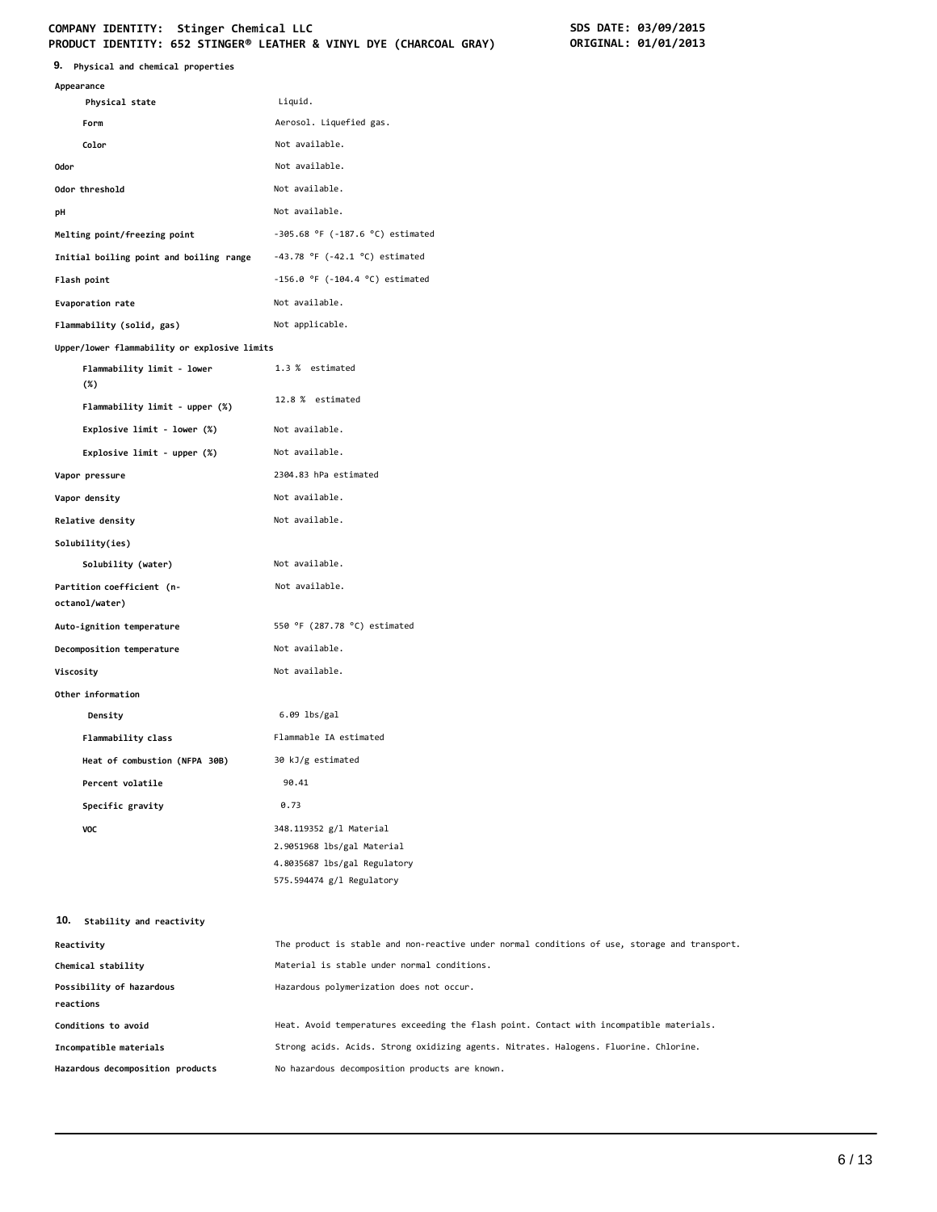## 9. Physical and chemical properties

| Property | Value |
| --- | --- |
| **Appearance** | |
| Physical state | Liquid. |
| Form | Aerosol. Liquefied gas. |
| Color | Not available. |
| **Odor** | Not available. |
| **Odor threshold** | Not available. |
| **pH** | Not available. |
| **Melting point/freezing point** | -305.68 °F (-187.6 °C) estimated |
| **Initial boiling point and boiling range** | -43.78 °F (-42.1 °C) estimated |
| **Flash point** | -156.0 °F (-104.4 °C) estimated |
| **Evaporation rate** | Not available. |
| **Flammability (solid, gas)** | Not applicable. |
| **Upper/lower flammability or explosive limits** | |
| Flammability limit - lower (%) | 1.3 % estimated |
| Flammability limit - upper (%) | 12.8 % estimated |
| Explosive limit - lower (%) | Not available. |
| Explosive limit - upper (%) | Not available. |
| **Vapor pressure** | 2304.83 hPa estimated |
| **Vapor density** | Not available. |
| **Relative density** | Not available. |
| **Solubility(ies)** | |
| Solubility (water) | Not available. |
| **Partition coefficient (n-octanol/water)** | Not available. |
| **Auto-ignition temperature** | 550 °F (287.78 °C) estimated |
| **Decomposition temperature** | Not available. |
| **Viscosity** | Not available. |
| **Other information** | |
| Density | 6.09 lbs/gal |
| Flammability class | Flammable IA estimated |
| Heat of combustion (NFPA 30B) | 30 kJ/g estimated |
| Percent volatile | 90.41 |
| Specific gravity | 0.73 |
| VOC | 348.119352 g/l Material<br>2.9051968 lbs/gal Material<br>4.8035687 lbs/gal Regulatory<br>575.594474 g/l Regulatory |

## 10. Stability and reactivity

| Property | Value |
| --- | --- |
| **Reactivity** | The product is stable and non-reactive under normal conditions of use, storage and transport. |
| **Chemical stability** | Material is stable under normal conditions. |
| **Possibility of hazardous reactions** | Hazardous polymerization does not occur. |
| **Conditions to avoid** | Heat. Avoid temperatures exceeding the flash point. Contact with incompatible materials. |
| **Incompatible materials** | Strong acids. Acids. Strong oxidizing agents. Nitrates. Halogens. Fluorine. Chlorine. |
| **Hazardous decomposition products** | No hazardous decomposition products are known. |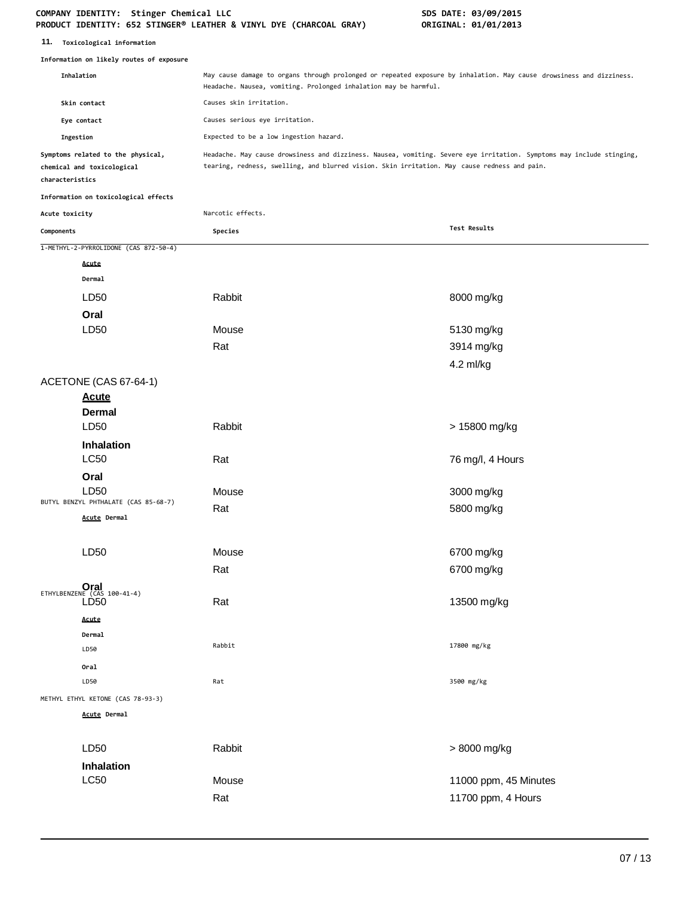## 11. Toxicological information

**Information on likely routes of exposure**

| | |
|---|---|
| **Inhalation** | May cause damage to organs through prolonged or repeated exposure by inhalation. May cause drowsiness and dizziness. Headache. Nausea, vomiting. Prolonged inhalation may be harmful. |
| **Skin contact** | Causes skin irritation. |
| **Eye contact** | Causes serious eye irritation. |
| **Ingestion** | Expected to be a low ingestion hazard. |
| **Symptoms related to the physical, chemical and toxicological characteristics** | Headache. May cause drowsiness and dizziness. Nausea, vomiting. Severe eye irritation. Symptoms may include stinging, tearing, redness, swelling, and blurred vision. Skin irritation. May cause redness and pain. |

**Information on toxicological effects**

**Acute toxicity** Narcotic effects.

| Components | Species | Test Results |
|---|---|---|
| 1-METHYL-2-PYRROLIDONE (CAS 872-50-4) | | |
| ***Acute*** | | |
| **Dermal** | | |
| LD50 | Rabbit | 8000 mg/kg |
| **Oral** | | |
| LD50 | Mouse | 5130 mg/kg |
| | Rat | 3914 mg/kg |
| | | 4.2 ml/kg |
| ACETONE (CAS 67-64-1) | | |
| ***Acute*** | | |
| **Dermal** | | |
| LD50 | Rabbit | > 15800 mg/kg |
| **Inhalation** | | |
| LC50 | Rat | 76 mg/l, 4 Hours |
| **Oral** | | |
| LD50 | Mouse | 3000 mg/kg |
| | Rat | 5800 mg/kg |
| BUTYL BENZYL PHTHALATE (CAS 85-68-7) | | |
| ***Acute*** **Dermal** | | |
| LD50 | Mouse | 6700 mg/kg |
| | Rat | 6700 mg/kg |
| **Oral** | | |
| LD50 | Rat | 13500 mg/kg |
| ETHYLBENZENE (CAS 100-41-4) | | |
| ***Acute*** | | |
| **Dermal** | | |
| LD50 | Rabbit | 17800 mg/kg |
| **Oral** | | |
| LD50 | Rat | 3500 mg/kg |
| METHYL ETHYL KETONE (CAS 78-93-3) | | |
| ***Acute*** **Dermal** | | |
| LD50 | Rabbit | > 8000 mg/kg |
| **Inhalation** | | |
| LC50 | Mouse | 11000 ppm, 45 Minutes |
| | Rat | 11700 ppm, 4 Hours |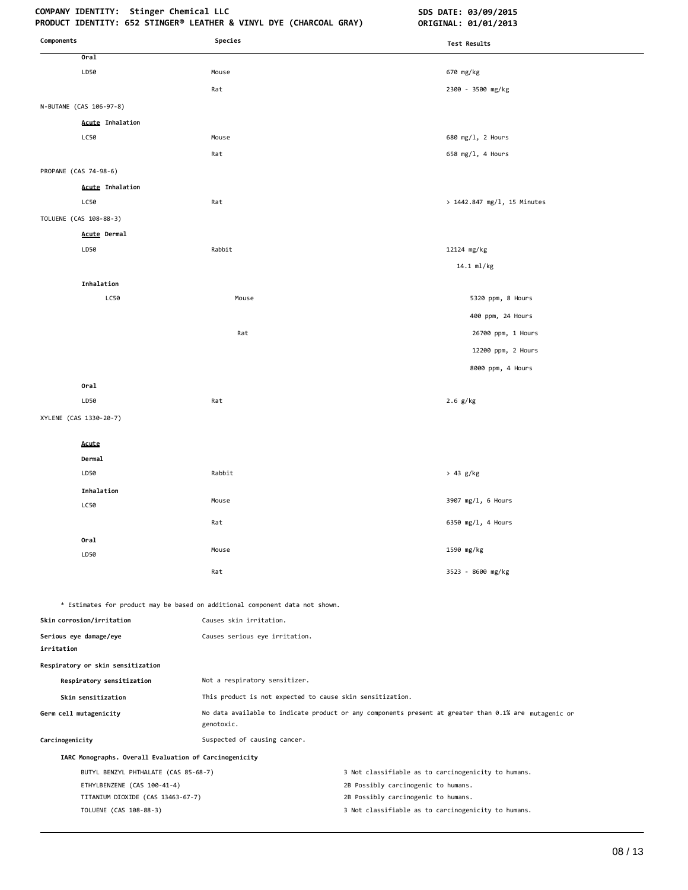| Components | Species | Test Results |
|---|---|---|
| **Oral** | | |
| LD50 | Mouse | 670 mg/kg |
| | Rat | 2300 - 3500 mg/kg |
| N-BUTANE (CAS 106-97-8) | | |
| **Acute Inhalation** | | |
| LC50 | Mouse | 680 mg/l, 2 Hours |
| | Rat | 658 mg/l, 4 Hours |
| PROPANE (CAS 74-98-6) | | |
| **Acute Inhalation** | | |
| LC50 | Rat | > 1442.847 mg/l, 15 Minutes |
| TOLUENE (CAS 108-88-3) | | |
| **Acute Dermal** | | |
| LD50 | Rabbit | 12124 mg/kg |
| | | 14.1 ml/kg |
| **Inhalation** | | |
| LC50 | Mouse | 5320 ppm, 8 Hours |
| | | 400 ppm, 24 Hours |
| | Rat | 26700 ppm, 1 Hours |
| | | 12200 ppm, 2 Hours |
| | | 8000 ppm, 4 Hours |
| **Oral** | | |
| LD50 | Rat | 2.6 g/kg |
| XYLENE (CAS 1330-20-7) | | |
| **Acute** | | |
| **Dermal** | | |
| LD50 | Rabbit | > 43 g/kg |
| **Inhalation** | | |
| LC50 | Mouse | 3907 mg/l, 6 Hours |
| | Rat | 6350 mg/l, 4 Hours |
| **Oral** | | |
| LD50 | Mouse | 1590 mg/kg |
| | Rat | 3523 - 8600 mg/kg |

* Estimates for product may be based on additional component data not shown.

**Skin corrosion/irritation** Causes skin irritation.

**Serious eye damage/eye irritation** Causes serious eye irritation.

**Respiratory or skin sensitization**

**Respiratory sensitization** Not a respiratory sensitizer.

**Skin sensitization** This product is not expected to cause skin sensitization.

**Germ cell mutagenicity** No data available to indicate product or any components present at greater than 0.1% are mutagenic or genotoxic.

**Carcinogenicity** Suspected of causing cancer.

**IARC Monographs. Overall Evaluation of Carcinogenicity**

| | |
|---|---|
| BUTYL BENZYL PHTHALATE (CAS 85-68-7) | 3 Not classifiable as to carcinogenicity to humans. |
| ETHYLBENZENE (CAS 100-41-4) | 2B Possibly carcinogenic to humans. |
| TITANIUM DIOXIDE (CAS 13463-67-7) | 2B Possibly carcinogenic to humans. |
| TOLUENE (CAS 108-88-3) | 3 Not classifiable as to carcinogenicity to humans. |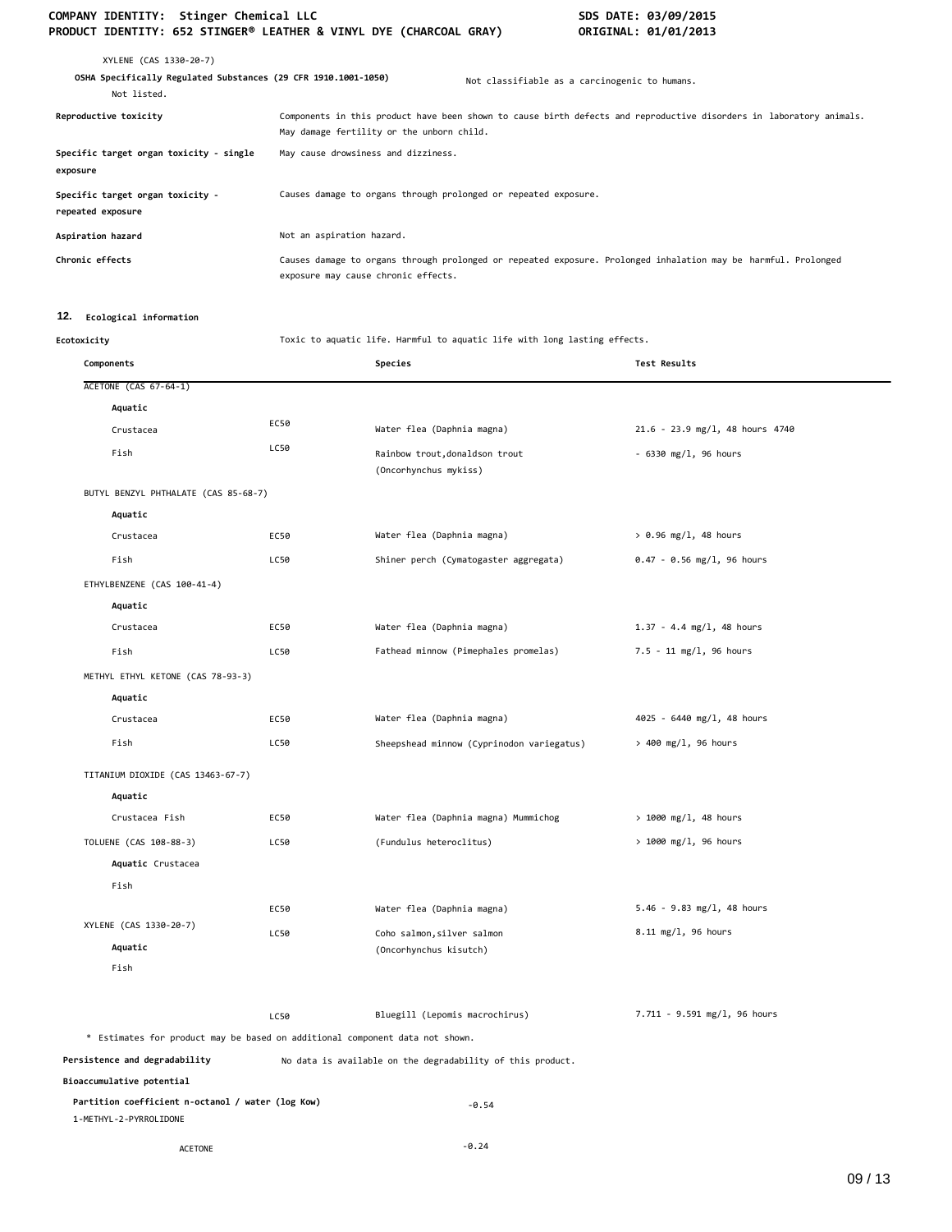XYLENE (CAS 1330-20-7)

**OSHA Specifically Regulated Substances (29 CFR 1910.1001-1050)** Not classifiable as a carcinogenic to humans.

Not listed.

**Reproductive toxicity** Components in this product have been shown to cause birth defects and reproductive disorders in laboratory animals. May damage fertility or the unborn child.

**Specific target organ toxicity - single exposure** May cause drowsiness and dizziness.

**Specific target organ toxicity - repeated exposure** Causes damage to organs through prolonged or repeated exposure.

**Aspiration hazard** Not an aspiration hazard.

**Chronic effects** Causes damage to organs through prolonged or repeated exposure. Prolonged inhalation may be harmful. Prolonged exposure may cause chronic effects.

## 12. Ecological information

**Ecotoxicity** Toxic to aquatic life. Harmful to aquatic life with long lasting effects.

| Components | | Species | Test Results |
|---|---|---|---|
| ACETONE (CAS 67-64-1) | | | |
| **Aquatic** | | | |
| Crustacea | EC50 | Water flea (Daphnia magna) | 21.6 - 23.9 mg/l, 48 hours 4740 |
| Fish | LC50 | Rainbow trout,donaldson trout (Oncorhynchus mykiss) | - 6330 mg/l, 96 hours |
| BUTYL BENZYL PHTHALATE (CAS 85-68-7) | | | |
| **Aquatic** | | | |
| Crustacea | EC50 | Water flea (Daphnia magna) | > 0.96 mg/l, 48 hours |
| Fish | LC50 | Shiner perch (Cymatogaster aggregata) | 0.47 - 0.56 mg/l, 96 hours |
| ETHYLBENZENE (CAS 100-41-4) | | | |
| **Aquatic** | | | |
| Crustacea | EC50 | Water flea (Daphnia magna) | 1.37 - 4.4 mg/l, 48 hours |
| Fish | LC50 | Fathead minnow (Pimephales promelas) | 7.5 - 11 mg/l, 96 hours |
| METHYL ETHYL KETONE (CAS 78-93-3) | | | |
| **Aquatic** | | | |
| Crustacea | EC50 | Water flea (Daphnia magna) | 4025 - 6440 mg/l, 48 hours |
| Fish | LC50 | Sheepshead minnow (Cyprinodon variegatus) | > 400 mg/l, 96 hours |
| TITANIUM DIOXIDE (CAS 13463-67-7) | | | |
| **Aquatic** | | | |
| Crustacea Fish | EC50 | Water flea (Daphnia magna) Mummichog | > 1000 mg/l, 48 hours |
| TOLUENE (CAS 108-88-3) | LC50 | (Fundulus heteroclitus) | > 1000 mg/l, 96 hours |
| **Aquatic** Crustacea | | | |
| Fish | | | |
| | EC50 | Water flea (Daphnia magna) | 5.46 - 9.83 mg/l, 48 hours |
| XYLENE (CAS 1330-20-7) | LC50 | Coho salmon,silver salmon (Oncorhynchus kisutch) | 8.11 mg/l, 96 hours |
| **Aquatic** | | | |
| Fish | | | |
| | LC50 | Bluegill (Lepomis macrochirus) | 7.711 - 9.591 mg/l, 96 hours |

\* Estimates for product may be based on additional component data not shown.

**Persistence and degradability** No data is available on the degradability of this product.

**Bioaccumulative potential**

**Partition coefficient n-octanol / water (log Kow)**

| | |
|---|---|
| 1-METHYL-2-PYRROLIDONE | -0.54 |
| ACETONE | -0.24 |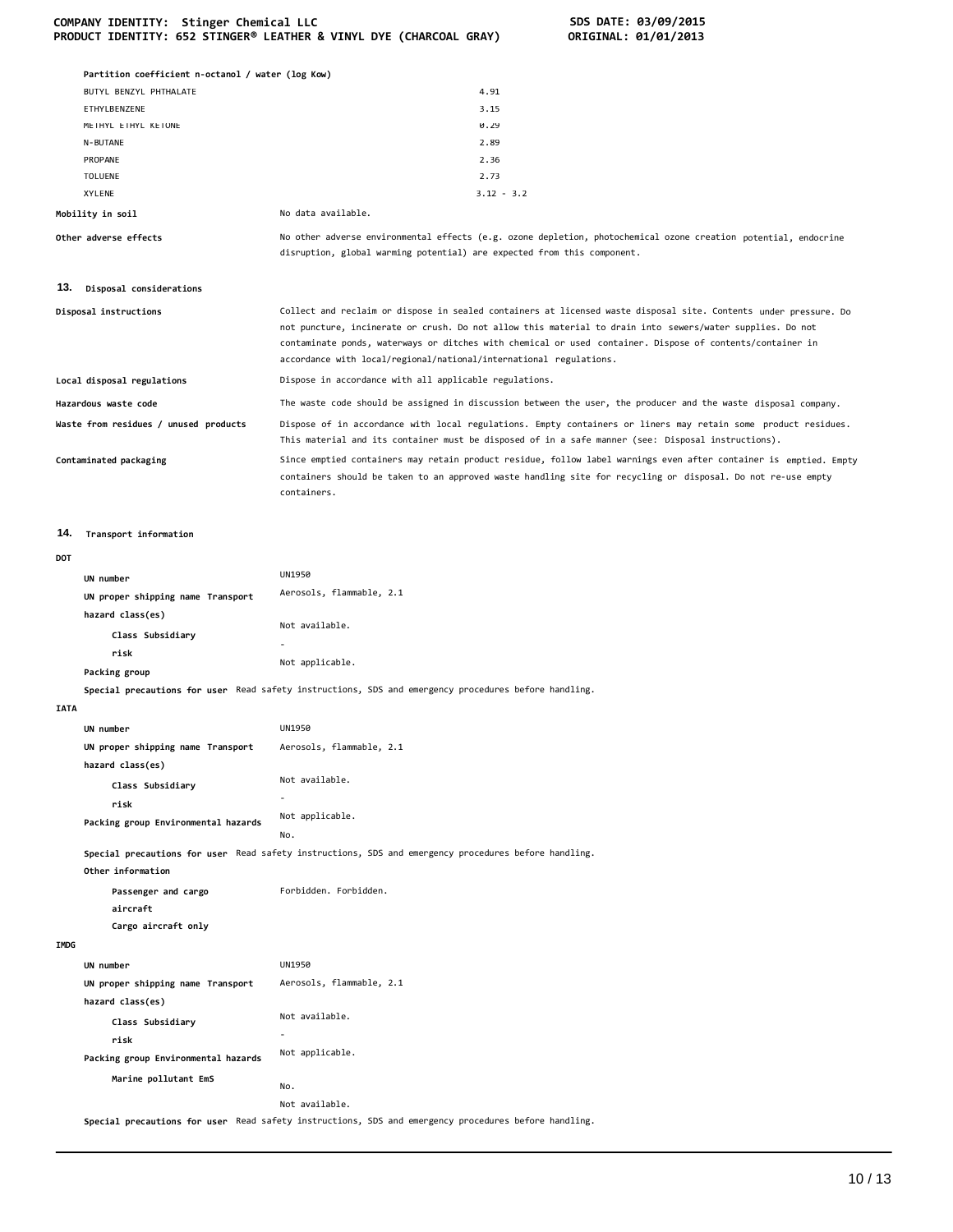**Partition coefficient n-octanol / water (log Kow)**

| | |
|---|---|
| BUTYL BENZYL PHTHALATE | 4.91 |
| ETHYLBENZENE | 3.15 |
| METHYL ETHYL KETONE | 0.29 |
| N-BUTANE | 2.89 |
| PROPANE | 2.36 |
| TOLUENE | 2.73 |
| XYLENE | 3.12 - 3.2 |

**Mobility in soil** No data available.

**Other adverse effects** No other adverse environmental effects (e.g. ozone depletion, photochemical ozone creation potential, endocrine disruption, global warming potential) are expected from this component.

## 13. Disposal considerations

**Disposal instructions** Collect and reclaim or dispose in sealed containers at licensed waste disposal site. Contents under pressure. Do not puncture, incinerate or crush. Do not allow this material to drain into sewers/water supplies. Do not contaminate ponds, waterways or ditches with chemical or used container. Dispose of contents/container in accordance with local/regional/national/international regulations.

**Local disposal regulations** Dispose in accordance with all applicable regulations.

**Hazardous waste code** The waste code should be assigned in discussion between the user, the producer and the waste disposal company.

**Waste from residues / unused products** Dispose of in accordance with local regulations. Empty containers or liners may retain some product residues. This material and its container must be disposed of in a safe manner (see: Disposal instructions).

**Contaminated packaging** Since emptied containers may retain product residue, follow label warnings even after container is emptied. Empty containers should be taken to an approved waste handling site for recycling or disposal. Do not re-use empty containers.

## 14. Transport information

**DOT**

**UN number** UN1950

**UN proper shipping name** Aerosols, flammable, 2.1

**Transport hazard class(es)** Not available.

**Class Subsidiary risk** -

**Packing group** Not applicable.

**Special precautions for user** Read safety instructions, SDS and emergency procedures before handling.

**IATA**

**UN number** UN1950

**UN proper shipping name** Aerosols, flammable, 2.1

**Transport hazard class(es)** Not available.

**Class Subsidiary risk** -

**Packing group** Not applicable.

**Environmental hazards** No.

**Special precautions for user** Read safety instructions, SDS and emergency procedures before handling.

**Other information**

**Passenger and cargo aircraft** Forbidden.

**Cargo aircraft only** Forbidden.

**IMDG**

**UN number** UN1950

**UN proper shipping name** Aerosols, flammable, 2.1

**Transport hazard class(es)** Not available.

**Class Subsidiary risk** -

**Packing group** Not applicable.

**Environmental hazards**

**Marine pollutant** No.

**EmS** Not available.

**Special precautions for user** Read safety instructions, SDS and emergency procedures before handling.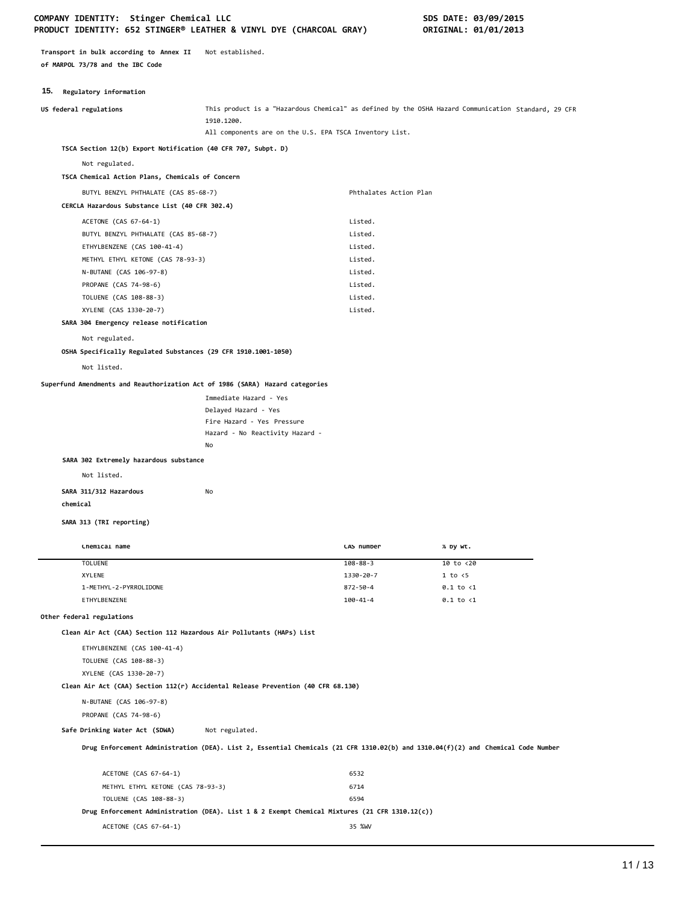Transport in bulk according to Annex II of MARPOL 73/78 and the IBC Code — Not established.

## 15. Regulatory information

**US federal regulations**

This product is a "Hazardous Chemical" as defined by the OSHA Hazard Communication Standard, 29 CFR 1910.1200.
All components are on the U.S. EPA TSCA Inventory List.

**TSCA Section 12(b) Export Notification (40 CFR 707, Subpt. D)**

Not regulated.

**TSCA Chemical Action Plans, Chemicals of Concern**

| | |
|---|---|
| BUTYL BENZYL PHTHALATE (CAS 85-68-7) | Phthalates Action Plan |

**CERCLA Hazardous Substance List (40 CFR 302.4)**

| | |
|---|---|
| ACETONE (CAS 67-64-1) | Listed. |
| BUTYL BENZYL PHTHALATE (CAS 85-68-7) | Listed. |
| ETHYLBENZENE (CAS 100-41-4) | Listed. |
| METHYL ETHYL KETONE (CAS 78-93-3) | Listed. |
| N-BUTANE (CAS 106-97-8) | Listed. |
| PROPANE (CAS 74-98-6) | Listed. |
| TOLUENE (CAS 108-88-3) | Listed. |
| XYLENE (CAS 1330-20-7) | Listed. |

**SARA 304 Emergency release notification**

Not regulated.

**OSHA Specifically Regulated Substances (29 CFR 1910.1001-1050)**

Not listed.

**Superfund Amendments and Reauthorization Act of 1986 (SARA) Hazard categories**

Immediate Hazard - Yes
Delayed Hazard - Yes
Fire Hazard - Yes Pressure
Hazard - No Reactivity Hazard -
No

**SARA 302 Extremely hazardous substance**

Not listed.

**SARA 311/312 Hazardous chemical** No

**SARA 313 (TRI reporting)**

| Chemical name | CAS number | % by wt. |
|---|---|---|
| TOLUENE | 108-88-3 | 10 to <20 |
| XYLENE | 1330-20-7 | 1 to <5 |
| 1-METHYL-2-PYRROLIDONE | 872-50-4 | 0.1 to <1 |
| ETHYLBENZENE | 100-41-4 | 0.1 to <1 |

**Other federal regulations**

**Clean Air Act (CAA) Section 112 Hazardous Air Pollutants (HAPs) List**

ETHYLBENZENE (CAS 100-41-4)
TOLUENE (CAS 108-88-3)
XYLENE (CAS 1330-20-7)

**Clean Air Act (CAA) Section 112(r) Accidental Release Prevention (40 CFR 68.130)**

N-BUTANE (CAS 106-97-8)
PROPANE (CAS 74-98-6)

**Safe Drinking Water Act (SDWA)** Not regulated.

**Drug Enforcement Administration (DEA). List 2, Essential Chemicals (21 CFR 1310.02(b) and 1310.04(f)(2) and Chemical Code Number**

| | |
|---|---|
| ACETONE (CAS 67-64-1) | 6532 |
| METHYL ETHYL KETONE (CAS 78-93-3) | 6714 |
| TOLUENE (CAS 108-88-3) | 6594 |

**Drug Enforcement Administration (DEA). List 1 & 2 Exempt Chemical Mixtures (21 CFR 1310.12(c))**

| | |
|---|---|
| ACETONE (CAS 67-64-1) | 35 %WV |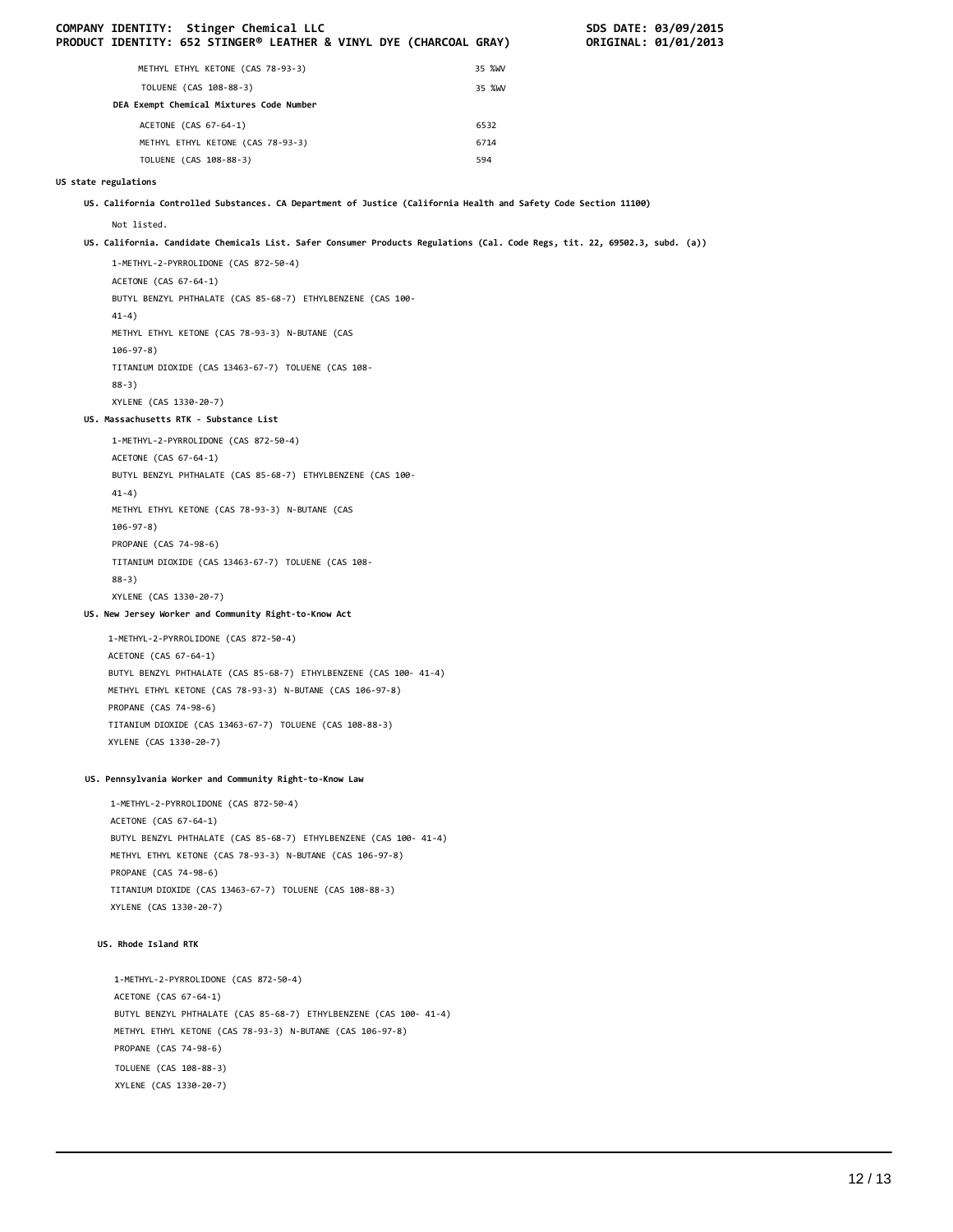| | |
|---|---|
| METHYL ETHYL KETONE (CAS 78-93-3) | 35 %WV |
| TOLUENE (CAS 108-88-3) | 35 %WV |

**DEA Exempt Chemical Mixtures Code Number**

| | |
|---|---|
| ACETONE (CAS 67-64-1) | 6532 |
| METHYL ETHYL KETONE (CAS 78-93-3) | 6714 |
| TOLUENE (CAS 108-88-3) | 594 |

**US state regulations**

**US. California Controlled Substances. CA Department of Justice (California Health and Safety Code Section 11100)**

Not listed.

**US. California. Candidate Chemicals List. Safer Consumer Products Regulations (Cal. Code Regs, tit. 22, 69502.3, subd. (a))**

1-METHYL-2-PYRROLIDONE (CAS 872-50-4)
ACETONE (CAS 67-64-1)
BUTYL BENZYL PHTHALATE (CAS 85-68-7) ETHYLBENZENE (CAS 100-41-4)
METHYL ETHYL KETONE (CAS 78-93-3) N-BUTANE (CAS 106-97-8)
TITANIUM DIOXIDE (CAS 13463-67-7) TOLUENE (CAS 108-88-3)
XYLENE (CAS 1330-20-7)

**US. Massachusetts RTK - Substance List**

1-METHYL-2-PYRROLIDONE (CAS 872-50-4)
ACETONE (CAS 67-64-1)
BUTYL BENZYL PHTHALATE (CAS 85-68-7) ETHYLBENZENE (CAS 100-41-4)
METHYL ETHYL KETONE (CAS 78-93-3) N-BUTANE (CAS 106-97-8)
PROPANE (CAS 74-98-6)
TITANIUM DIOXIDE (CAS 13463-67-7) TOLUENE (CAS 108-88-3)
XYLENE (CAS 1330-20-7)

**US. New Jersey Worker and Community Right-to-Know Act**

1-METHYL-2-PYRROLIDONE (CAS 872-50-4)
ACETONE (CAS 67-64-1)
BUTYL BENZYL PHTHALATE (CAS 85-68-7) ETHYLBENZENE (CAS 100- 41-4)
METHYL ETHYL KETONE (CAS 78-93-3) N-BUTANE (CAS 106-97-8)
PROPANE (CAS 74-98-6)
TITANIUM DIOXIDE (CAS 13463-67-7) TOLUENE (CAS 108-88-3)
XYLENE (CAS 1330-20-7)

**US. Pennsylvania Worker and Community Right-to-Know Law**

1-METHYL-2-PYRROLIDONE (CAS 872-50-4)
ACETONE (CAS 67-64-1)
BUTYL BENZYL PHTHALATE (CAS 85-68-7) ETHYLBENZENE (CAS 100- 41-4)
METHYL ETHYL KETONE (CAS 78-93-3) N-BUTANE (CAS 106-97-8)
PROPANE (CAS 74-98-6)
TITANIUM DIOXIDE (CAS 13463-67-7) TOLUENE (CAS 108-88-3)
XYLENE (CAS 1330-20-7)

**US. Rhode Island RTK**

1-METHYL-2-PYRROLIDONE (CAS 872-50-4)
ACETONE (CAS 67-64-1)
BUTYL BENZYL PHTHALATE (CAS 85-68-7) ETHYLBENZENE (CAS 100- 41-4)
METHYL ETHYL KETONE (CAS 78-93-3) N-BUTANE (CAS 106-97-8)
PROPANE (CAS 74-98-6)
TOLUENE (CAS 108-88-3)
XYLENE (CAS 1330-20-7)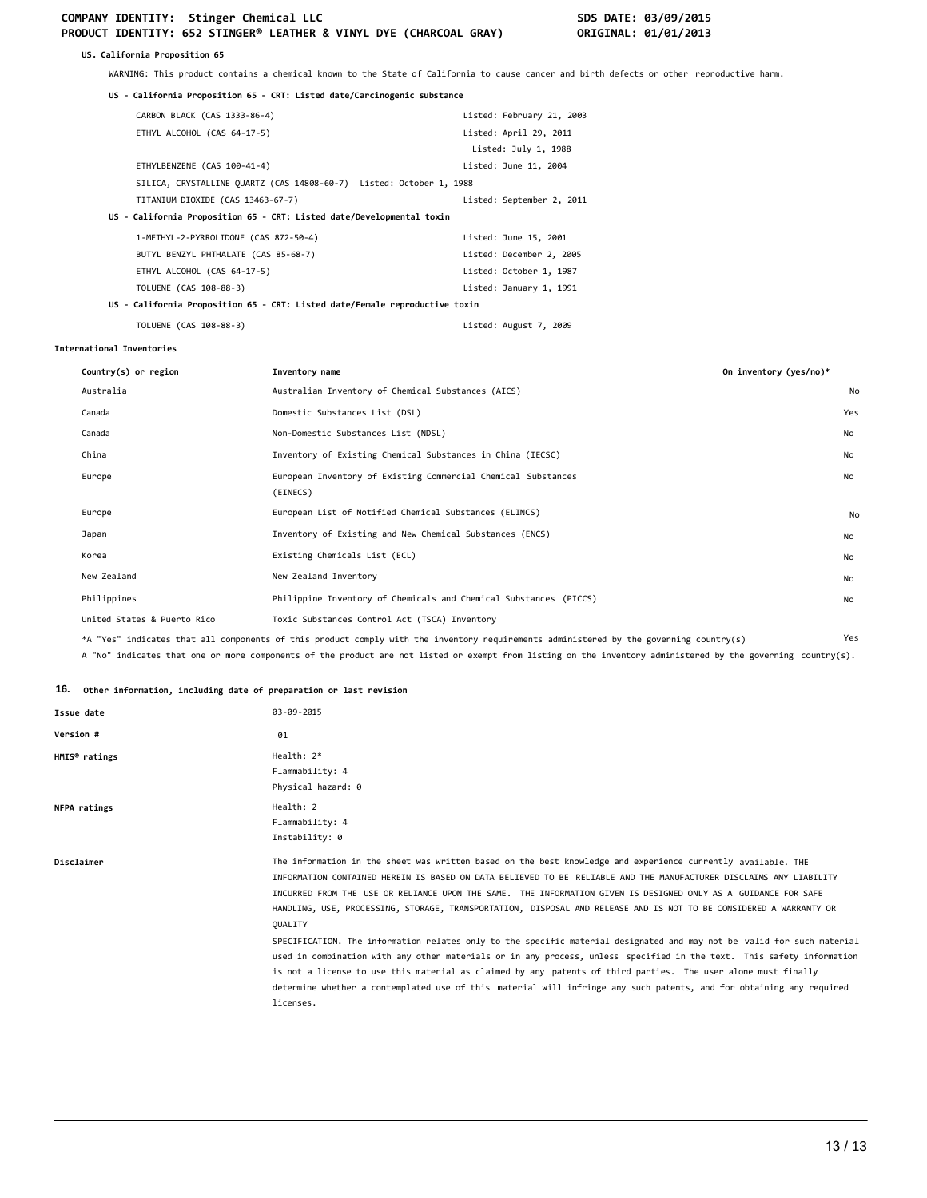**US. California Proposition 65**

WARNING: This product contains a chemical known to the State of California to cause cancer and birth defects or other reproductive harm.

**US - California Proposition 65 - CRT: Listed date/Carcinogenic substance**

| | |
|---|---|
| CARBON BLACK (CAS 1333-86-4) | Listed: February 21, 2003 |
| ETHYL ALCOHOL (CAS 64-17-5) | Listed: April 29, 2011<br>Listed: July 1, 1988 |
| ETHYLBENZENE (CAS 100-41-4) | Listed: June 11, 2004 |
| SILICA, CRYSTALLINE QUARTZ (CAS 14808-60-7) | Listed: October 1, 1988 |
| TITANIUM DIOXIDE (CAS 13463-67-7) | Listed: September 2, 2011 |

**US - California Proposition 65 - CRT: Listed date/Developmental toxin**

| | |
|---|---|
| 1-METHYL-2-PYRROLIDONE (CAS 872-50-4) | Listed: June 15, 2001 |
| BUTYL BENZYL PHTHALATE (CAS 85-68-7) | Listed: December 2, 2005 |
| ETHYL ALCOHOL (CAS 64-17-5) | Listed: October 1, 1987 |
| TOLUENE (CAS 108-88-3) | Listed: January 1, 1991 |

**US - California Proposition 65 - CRT: Listed date/Female reproductive toxin**

| | |
|---|---|
| TOLUENE (CAS 108-88-3) | Listed: August 7, 2009 |

**International Inventories**

| Country(s) or region | Inventory name | On inventory (yes/no)* |
|---|---|---|
| Australia | Australian Inventory of Chemical Substances (AICS) | No |
| Canada | Domestic Substances List (DSL) | Yes |
| Canada | Non-Domestic Substances List (NDSL) | No |
| China | Inventory of Existing Chemical Substances in China (IECSC) | No |
| Europe | European Inventory of Existing Commercial Chemical Substances (EINECS) | No |
| Europe | European List of Notified Chemical Substances (ELINCS) | No |
| Japan | Inventory of Existing and New Chemical Substances (ENCS) | No |
| Korea | Existing Chemicals List (ECL) | No |
| New Zealand | New Zealand Inventory | No |
| Philippines | Philippine Inventory of Chemicals and Chemical Substances (PICCS) | No |
| United States & Puerto Rico | Toxic Substances Control Act (TSCA) Inventory | Yes |

*A "Yes" indicates that all components of this product comply with the inventory requirements administered by the governing country(s)

A "No" indicates that one or more components of the product are not listed or exempt from listing on the inventory administered by the governing country(s).

## 16. Other information, including date of preparation or last revision

| | |
|---|---|
| **Issue date** | 03-09-2015 |
| **Version #** | 01 |
| **HMIS® ratings** | Health: 2*<br>Flammability: 4<br>Physical hazard: 0 |
| **NFPA ratings** | Health: 2<br>Flammability: 4<br>Instability: 0 |
| **Disclaimer** | The information in the sheet was written based on the best knowledge and experience currently available. THE INFORMATION CONTAINED HEREIN IS BASED ON DATA BELIEVED TO BE RELIABLE AND THE MANUFACTURER DISCLAIMS ANY LIABILITY INCURRED FROM THE USE OR RELIANCE UPON THE SAME. THE INFORMATION GIVEN IS DESIGNED ONLY AS A GUIDANCE FOR SAFE HANDLING, USE, PROCESSING, STORAGE, TRANSPORTATION, DISPOSAL AND RELEASE AND IS NOT TO BE CONSIDERED A WARRANTY OR QUALITY SPECIFICATION. The information relates only to the specific material designated and may not be valid for such material used in combination with any other materials or in any process, unless specified in the text. This safety information is not a license to use this material as claimed by any patents of third parties. The user alone must finally determine whether a contemplated use of this material will infringe any such patents, and for obtaining any required licenses. |